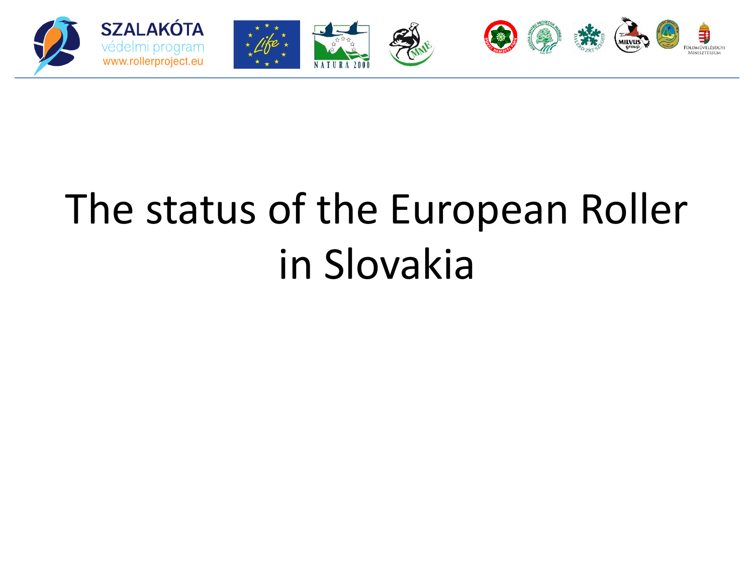SZALAKÓTA
védelmi program
www.rollerproject.eu

# The status of the European Roller in Slovakia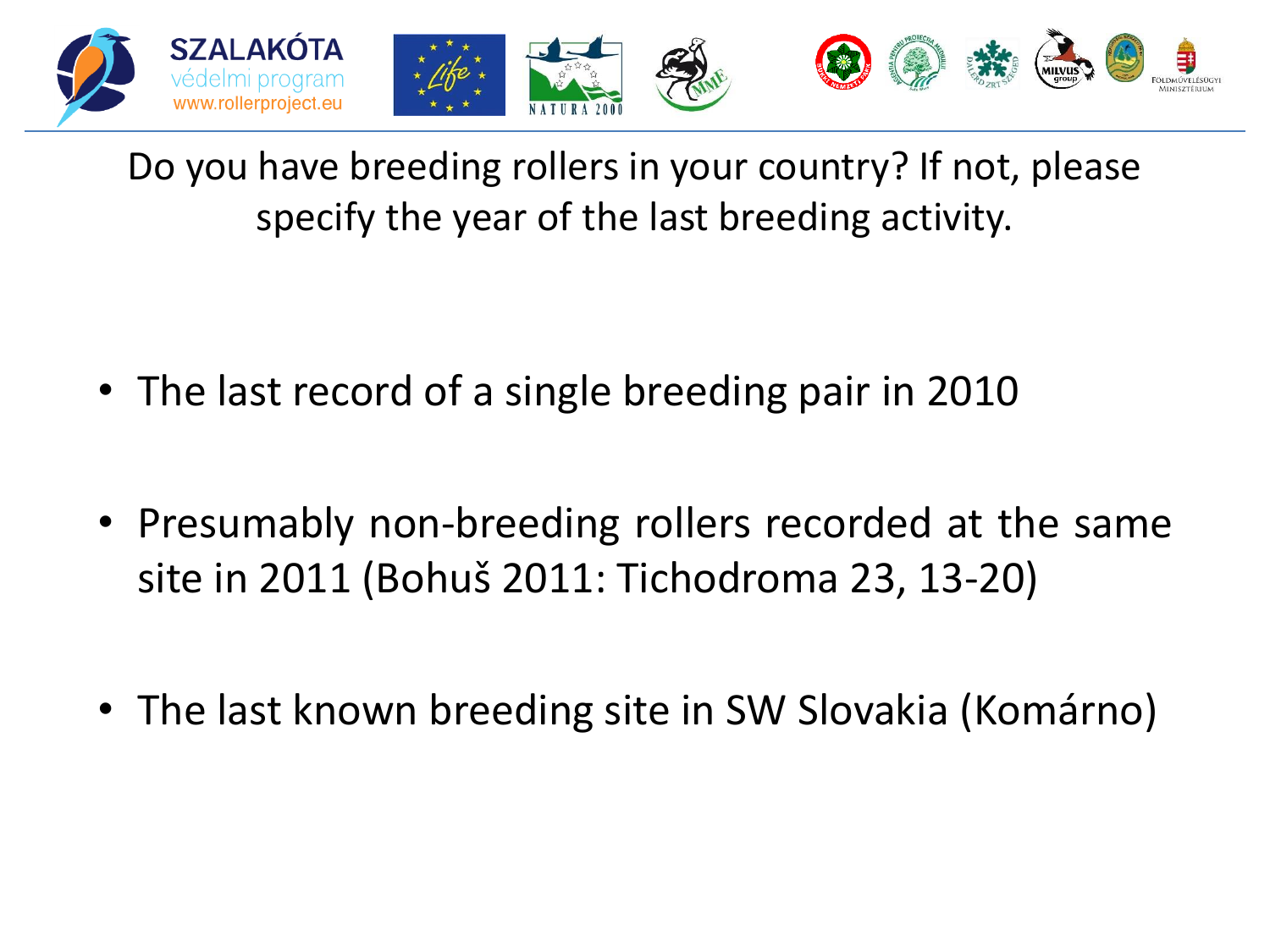## Do you have breeding rollers in your country? If not, please specify the year of the last breeding activity.

- The last record of a single breeding pair in 2010
- Presumably non-breeding rollers recorded at the same site in 2011 (Bohuš 2011: Tichodroma 23, 13-20)
- The last known breeding site in SW Slovakia (Komárno)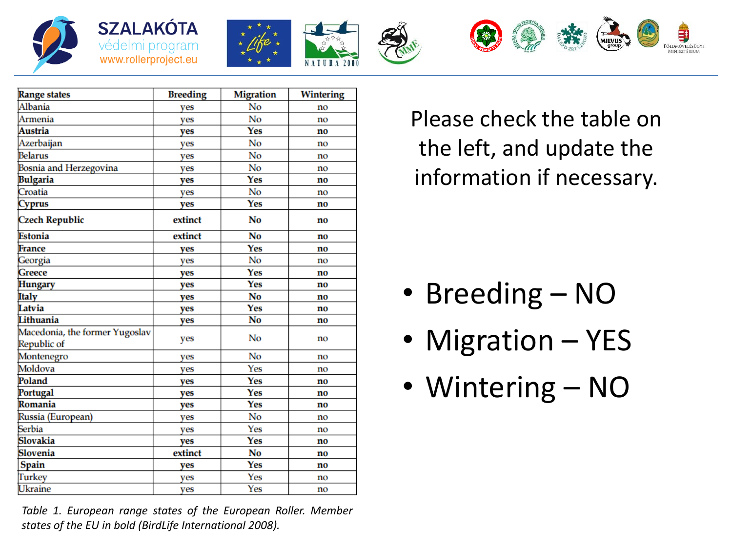SZALAKÓTA védelmi program www.rollerproject.eu

| Range states | Breeding | Migration | Wintering |
|---|---|---|---|
| Albania | yes | No | no |
| Armenia | yes | No | no |
| **Austria** | **yes** | **Yes** | **no** |
| Azerbaijan | yes | No | no |
| Belarus | yes | No | no |
| Bosnia and Herzegovina | yes | No | no |
| **Bulgaria** | **yes** | **Yes** | **no** |
| Croatia | yes | No | no |
| **Cyprus** | **yes** | **Yes** | **no** |
| **Czech Republic** | **extinct** | **No** | **no** |
| **Estonia** | **extinct** | **No** | **no** |
| **France** | **yes** | **Yes** | **no** |
| Georgia | yes | No | no |
| **Greece** | **yes** | **Yes** | **no** |
| **Hungary** | **yes** | **Yes** | **no** |
| **Italy** | **yes** | **No** | **no** |
| **Latvia** | **yes** | **Yes** | **no** |
| **Lithuania** | **yes** | **No** | **no** |
| Macedonia, the former Yugoslav Republic of | yes | No | no |
| Montenegro | yes | No | no |
| Moldova | yes | Yes | no |
| **Poland** | **yes** | **Yes** | **no** |
| **Portugal** | **yes** | **Yes** | **no** |
| **Romania** | **yes** | **Yes** | **no** |
| Russia (European) | yes | No | no |
| Serbia | yes | Yes | no |
| **Slovakia** | **yes** | **Yes** | **no** |
| **Slovenia** | **extinct** | **No** | **no** |
| **Spain** | **yes** | **Yes** | **no** |
| Turkey | yes | Yes | no |
| Ukraine | yes | Yes | no |

*Table 1. European range states of the European Roller. Member states of the EU in bold (BirdLife International 2008).*

Please check the table on the left, and update the information if necessary.

- Breeding – NO
- Migration – YES
- Wintering – NO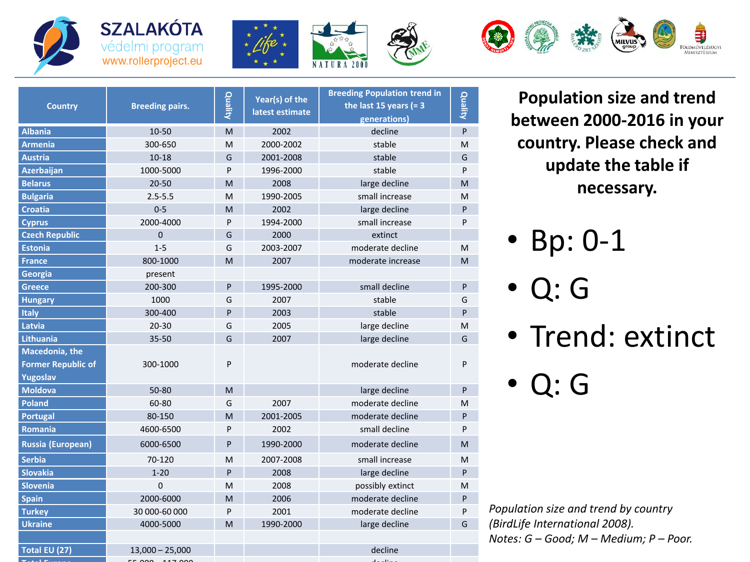SZALAKÓTA védelmi program
www.rollerproject.eu

| Country | Breeding pairs. | Quality | Year(s) of the latest estimate | Breeding Population trend in the last 15 years (= 3 generations) | Quality |
|---|---|---|---|---|---|
| Albania | 10-50 | M | 2002 | decline | P |
| Armenia | 300-650 | M | 2000-2002 | stable | M |
| Austria | 10-18 | G | 2001-2008 | stable | G |
| Azerbaijan | 1000-5000 | P | 1996-2000 | stable | P |
| Belarus | 20-50 | M | 2008 | large decline | M |
| Bulgaria | 2.5-5.5 | M | 1990-2005 | small increase | M |
| Croatia | 0-5 | M | 2002 | large decline | P |
| Cyprus | 2000-4000 | P | 1994-2000 | small increase | P |
| Czech Republic | 0 | G | 2000 | extinct | |
| Estonia | 1-5 | G | 2003-2007 | moderate decline | M |
| France | 800-1000 | M | 2007 | moderate increase | M |
| Georgia | present | | | | |
| Greece | 200-300 | P | 1995-2000 | small decline | P |
| Hungary | 1000 | G | 2007 | stable | G |
| Italy | 300-400 | P | 2003 | stable | P |
| Latvia | 20-30 | G | 2005 | large decline | M |
| Lithuania | 35-50 | G | 2007 | large decline | G |
| Macedonia, the Former Republic of Yugoslav | 300-1000 | P | | moderate decline | P |
| Moldova | 50-80 | M | | large decline | P |
| Poland | 60-80 | G | 2007 | moderate decline | M |
| Portugal | 80-150 | M | 2001-2005 | moderate decline | P |
| Romania | 4600-6500 | P | 2002 | small decline | P |
| Russia (European) | 6000-6500 | P | 1990-2000 | moderate decline | M |
| Serbia | 70-120 | M | 2007-2008 | small increase | M |
| Slovakia | 1-20 | P | 2008 | large decline | P |
| Slovenia | 0 | M | 2008 | possibly extinct | M |
| Spain | 2000-6000 | M | 2006 | moderate decline | P |
| Turkey | 30 000-60 000 | P | 2001 | moderate decline | P |
| Ukraine | 4000-5000 | M | 1990-2000 | large decline | G |
| | | | | | |
| Total EU (27) | 13,000 – 25,000 | | | decline | |
| Total Europe | 55,000 – 117,000 | | | decline | |

## Population size and trend between 2000-2016 in your country. Please check and update the table if necessary.

- Bp: 0-1
- Q: G
- Trend: extinct
- Q: G

*Population size and trend by country (BirdLife International 2008).*
*Notes: G – Good; M – Medium; P – Poor.*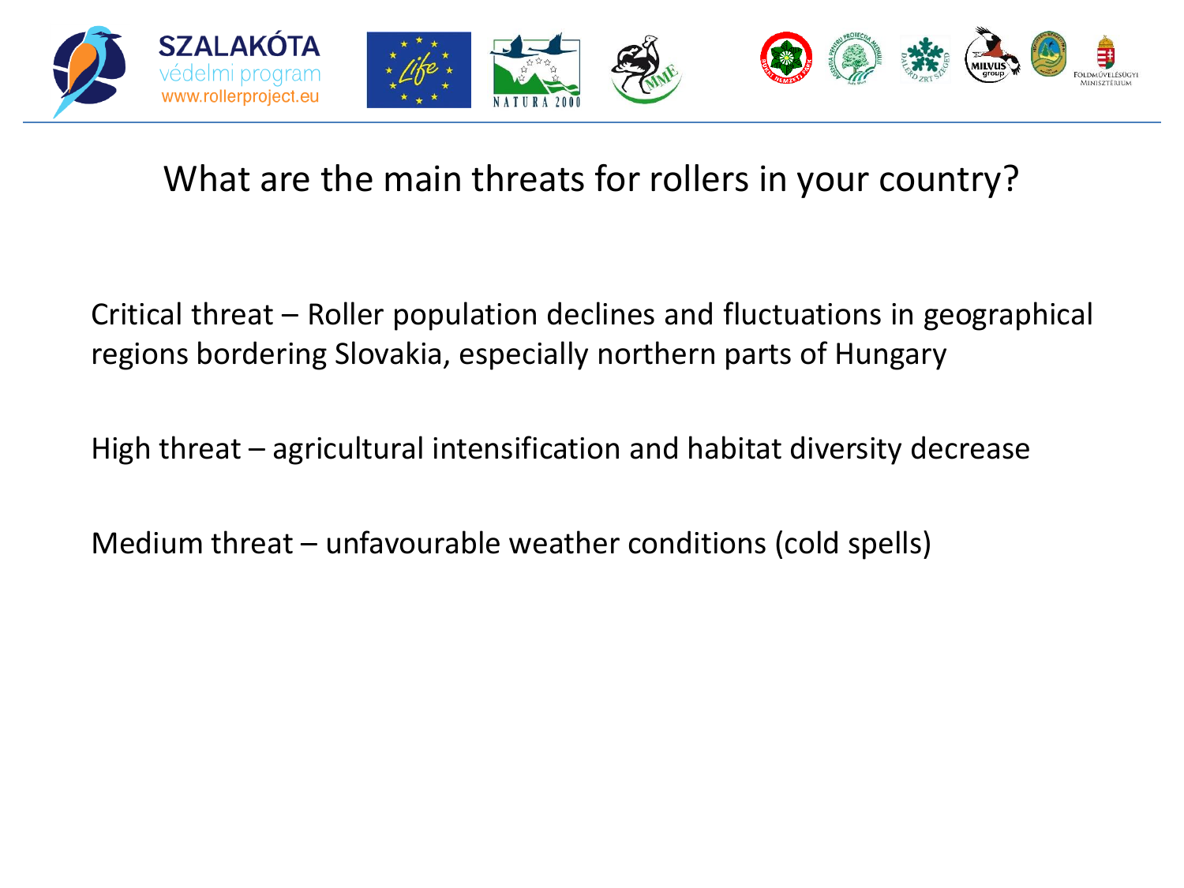## What are the main threats for rollers in your country?

Critical threat – Roller population declines and fluctuations in geographical regions bordering Slovakia, especially northern parts of Hungary

High threat – agricultural intensification and habitat diversity decrease

Medium threat – unfavourable weather conditions (cold spells)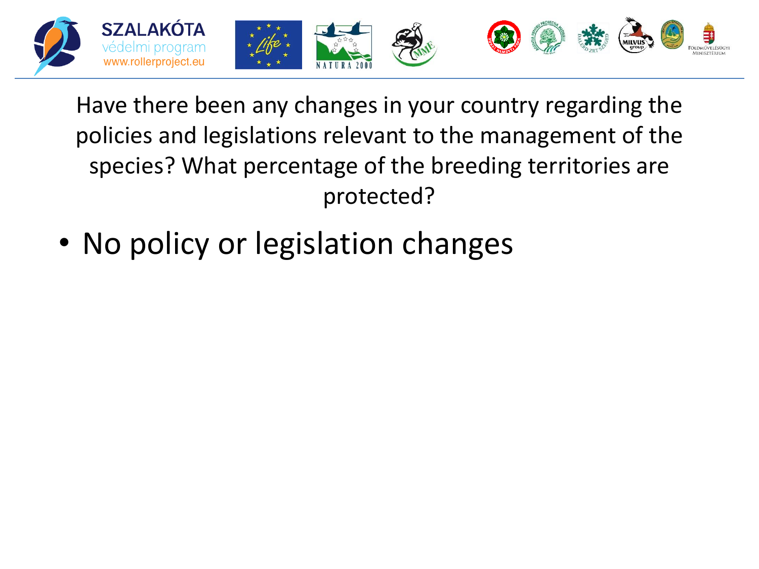Have there been any changes in your country regarding the policies and legislations relevant to the management of the species? What percentage of the breeding territories are protected?

- No policy or legislation changes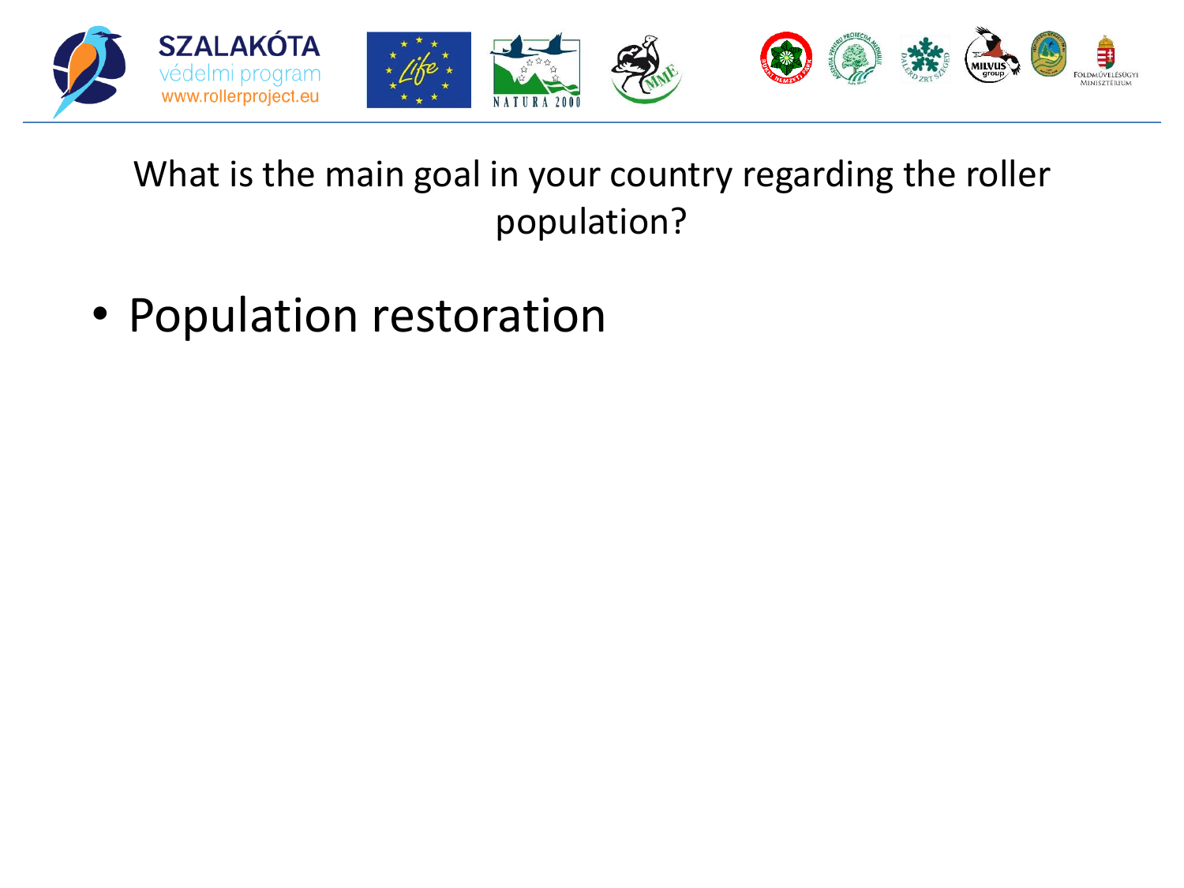## What is the main goal in your country regarding the roller population?

- Population restoration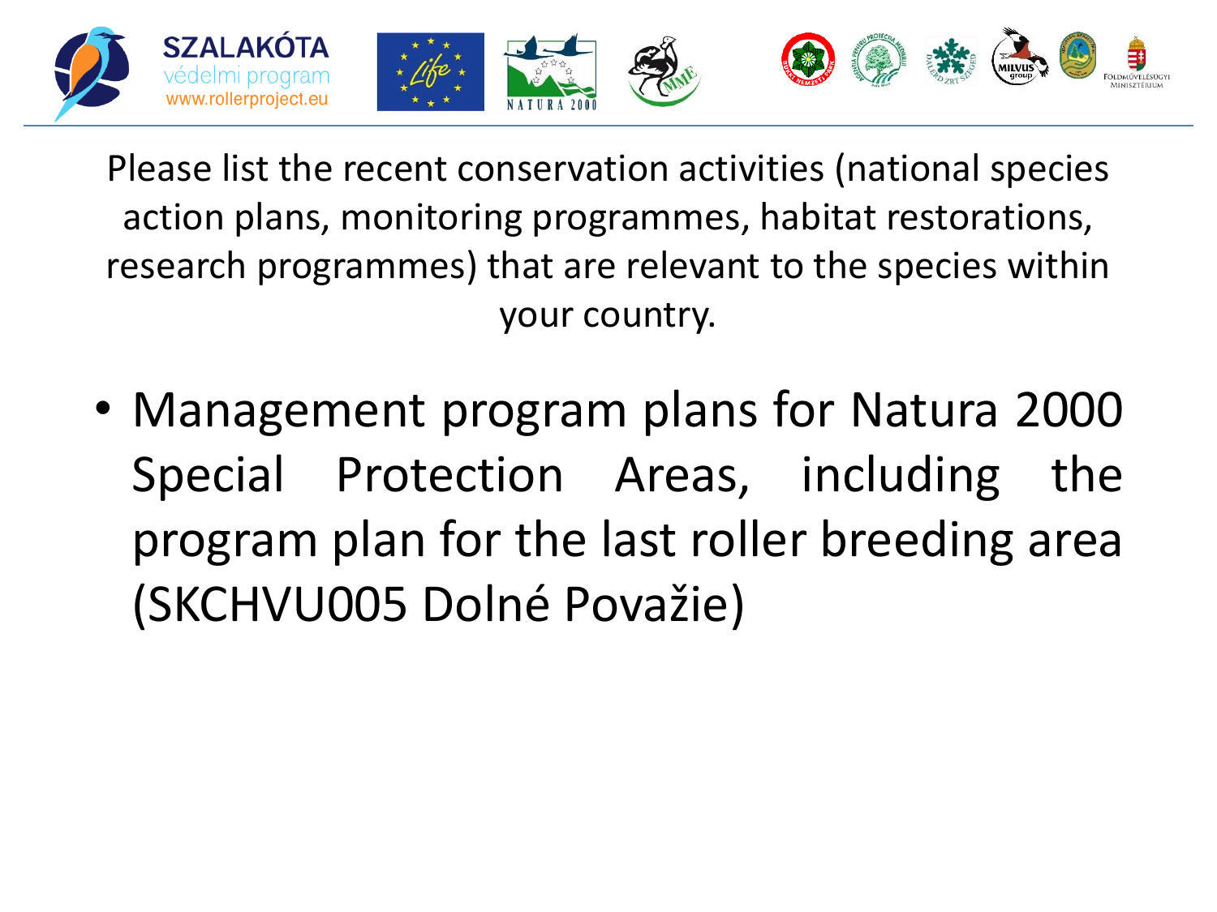Please list the recent conservation activities (national species action plans, monitoring programmes, habitat restorations, research programmes) that are relevant to the species within your country.

- Management program plans for Natura 2000 Special Protection Areas, including the program plan for the last roller breeding area (SKCHVU005 Dolné Považie)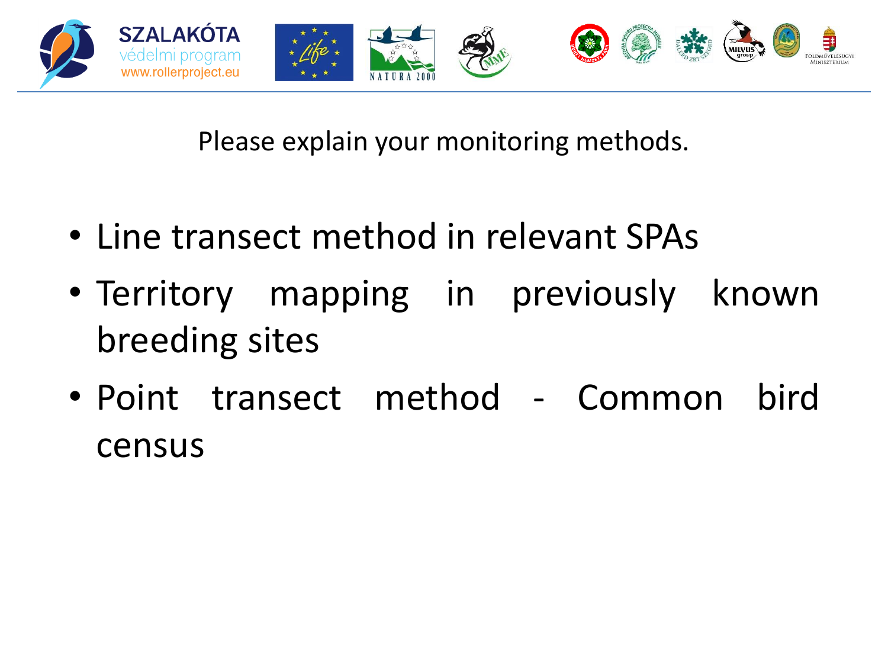Please explain your monitoring methods.

- Line transect method in relevant SPAs
- Territory mapping in previously known breeding sites
- Point transect method - Common bird census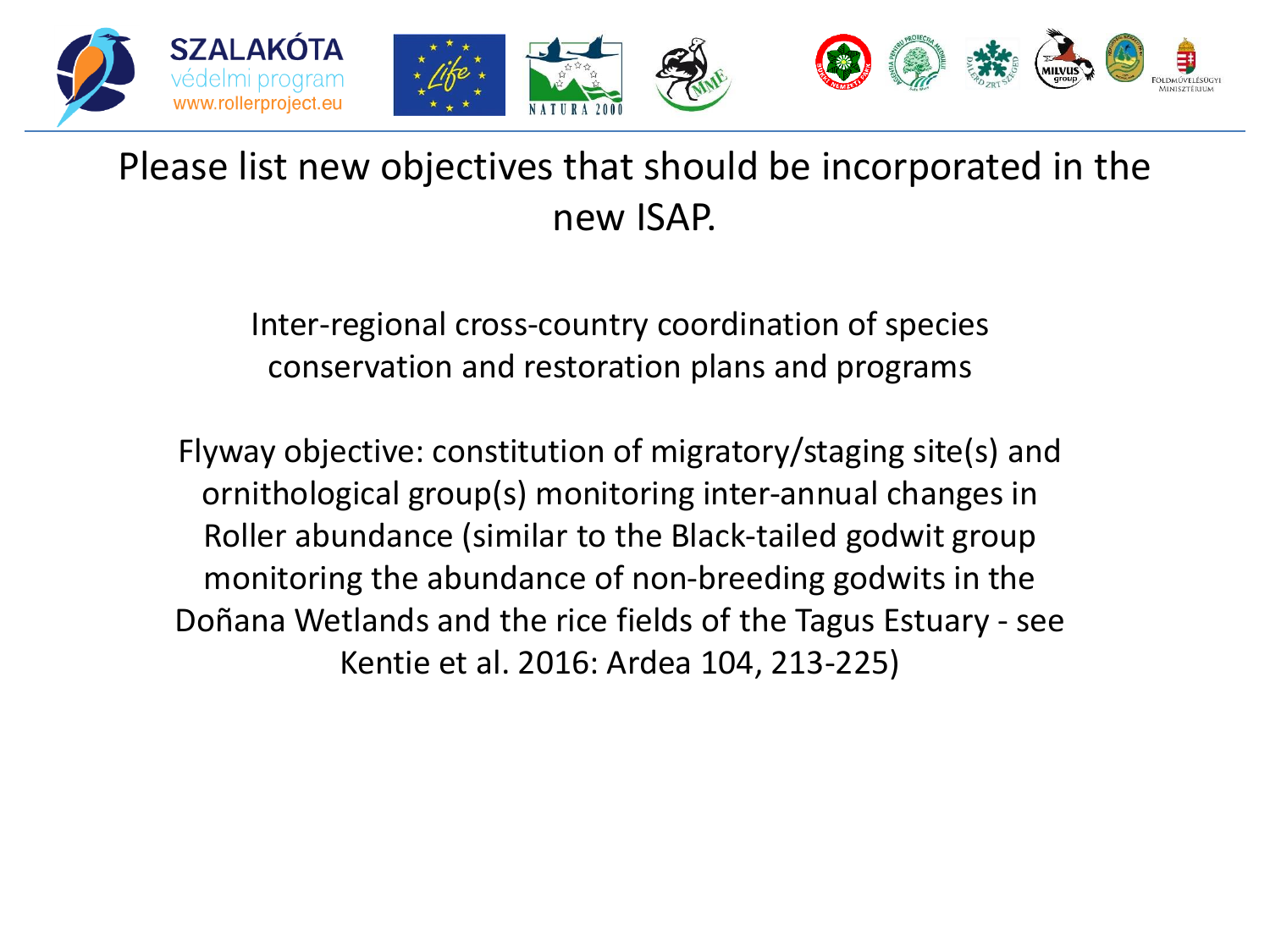# Please list new objectives that should be incorporated in the new ISAP.

Inter-regional cross-country coordination of species conservation and restoration plans and programs

Flyway objective: constitution of migratory/staging site(s) and ornithological group(s) monitoring inter-annual changes in Roller abundance (similar to the Black-tailed godwit group monitoring the abundance of non-breeding godwits in the Doñana Wetlands and the rice fields of the Tagus Estuary - see Kentie et al. 2016: Ardea 104, 213-225)